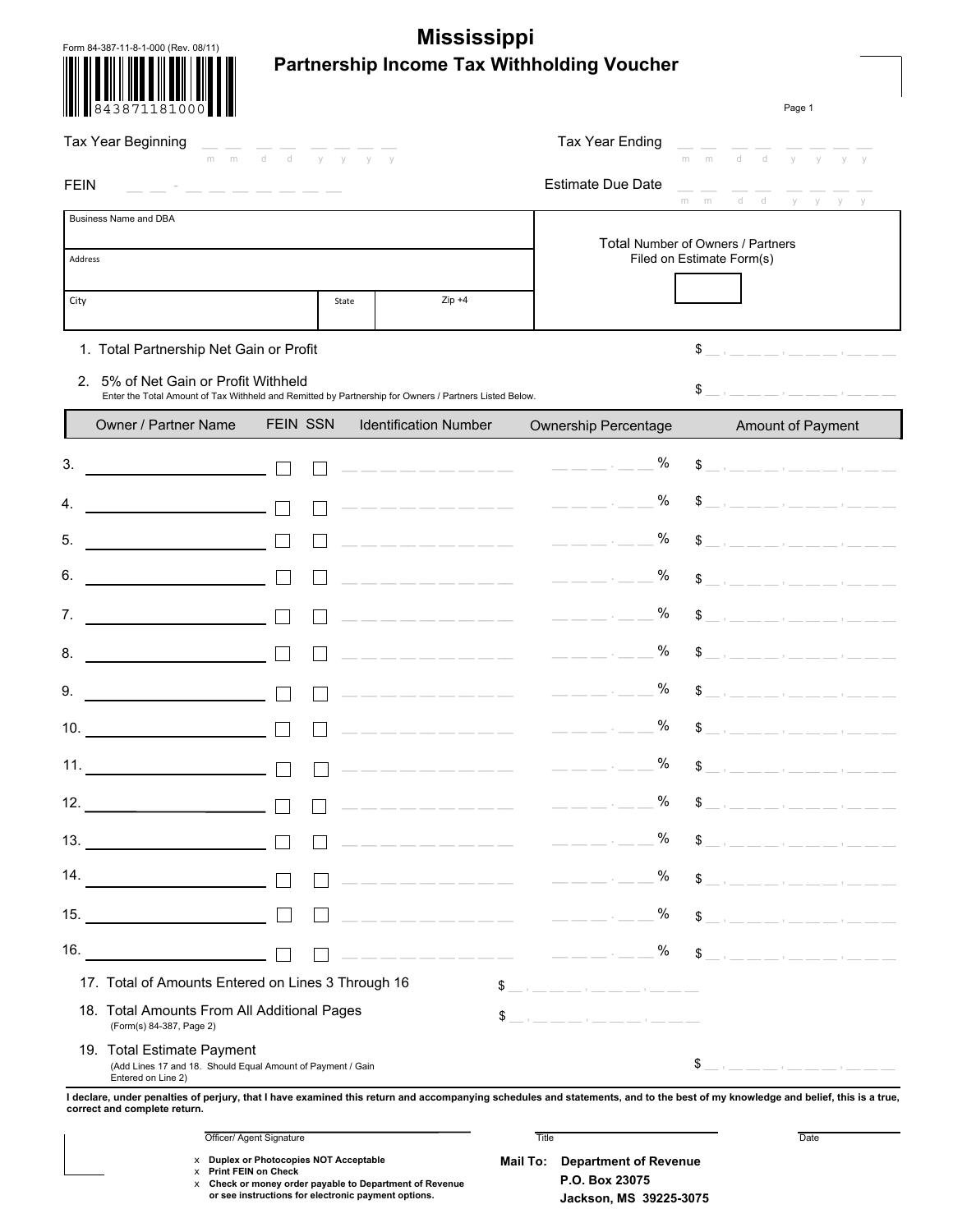Form 84-387-11-8-1-000 (Rev. 08/11)

843871181000

# Mississippi

## Partnership Income Tax Withholding Voucher

Tax Year Beginning __ __ __ __ __ __ __ __ (m m d d y y y y)

Tax Year Ending __ __ __ __ __ __ __ __ (m m d d y y y y)

FEIN __ __ - __ __ __ __ __ __ __ __

Estimate Due Date __ __ __ __ __ __ __ __ (m m d d y y y y)

| Business Name and DBA | | | Total Number of Owners / Partners Filed on Estimate Form(s) |
|---|---|---|---|
| Address | | | |
| City | State | Zip +4 | |

1. Total Partnership Net Gain or Profit $ __ , __ __ __ , __ __ __ , __ __ __

2. 5% of Net Gain or Profit Withheld $ __ , __ __ __ , __ __ __ , __ __ __
   Enter the Total Amount of Tax Withheld and Remitted by Partnership for Owners / Partners Listed Below.

| | Owner / Partner Name | FEIN | SSN | Identification Number | Ownership Percentage | Amount of Payment |
|---|---|---|---|---|---|---|
| 3. | | ☐ | ☐ | | __ __ __ . __ __ % | $ __ , __ __ __ , __ __ __ , __ __ __ |
| 4. | | ☐ | ☐ | | __ __ __ . __ __ % | $ __ , __ __ __ , __ __ __ , __ __ __ |
| 5. | | ☐ | ☐ | | __ __ __ . __ __ % | $ __ , __ __ __ , __ __ __ , __ __ __ |
| 6. | | ☐ | ☐ | | __ __ __ . __ __ % | $ __ , __ __ __ , __ __ __ , __ __ __ |
| 7. | | ☐ | ☐ | | __ __ __ . __ __ % | $ __ , __ __ __ , __ __ __ , __ __ __ |
| 8. | | ☐ | ☐ | | __ __ __ . __ __ % | $ __ , __ __ __ , __ __ __ , __ __ __ |
| 9. | | ☐ | ☐ | | __ __ __ . __ __ % | $ __ , __ __ __ , __ __ __ , __ __ __ |
| 10. | | ☐ | ☐ | | __ __ __ . __ __ % | $ __ , __ __ __ , __ __ __ , __ __ __ |
| 11. | | ☐ | ☐ | | __ __ __ . __ __ % | $ __ , __ __ __ , __ __ __ , __ __ __ |
| 12. | | ☐ | ☐ | | __ __ __ . __ __ % | $ __ , __ __ __ , __ __ __ , __ __ __ |
| 13. | | ☐ | ☐ | | __ __ __ . __ __ % | $ __ , __ __ __ , __ __ __ , __ __ __ |
| 14. | | ☐ | ☐ | | __ __ __ . __ __ % | $ __ , __ __ __ , __ __ __ , __ __ __ |
| 15. | | ☐ | ☐ | | __ __ __ . __ __ % | $ __ , __ __ __ , __ __ __ , __ __ __ |
| 16. | | ☐ | ☐ | | __ __ __ . __ __ % | $ __ , __ __ __ , __ __ __ , __ __ __ |

17. Total of Amounts Entered on Lines 3 Through 16 $ __ , __ __ __ , __ __ __ , __ __ __

18. Total Amounts From All Additional Pages $ __ , __ __ __ , __ __ __ , __ __ __
    (Form(s) 84-387, Page 2)

19. Total Estimate Payment $ __ , __ __ __ , __ __ __ , __ __ __
    (Add Lines 17 and 18. Should Equal Amount of Payment / Gain Entered on Line 2)

**I declare, under penalties of perjury, that I have examined this return and accompanying schedules and statements, and to the best of my knowledge and belief, this is a true, correct and complete return.**

Officer/ Agent Signature ____________________ Title ____________________ Date ____________

- x **Duplex or Photocopies NOT Acceptable**
- x **Print FEIN on Check**
- x **Check or money order payable to Department of Revenue or see instructions for electronic payment options.**

**Mail To: Department of Revenue**
**P.O. Box 23075**
**Jackson, MS 39225-3075**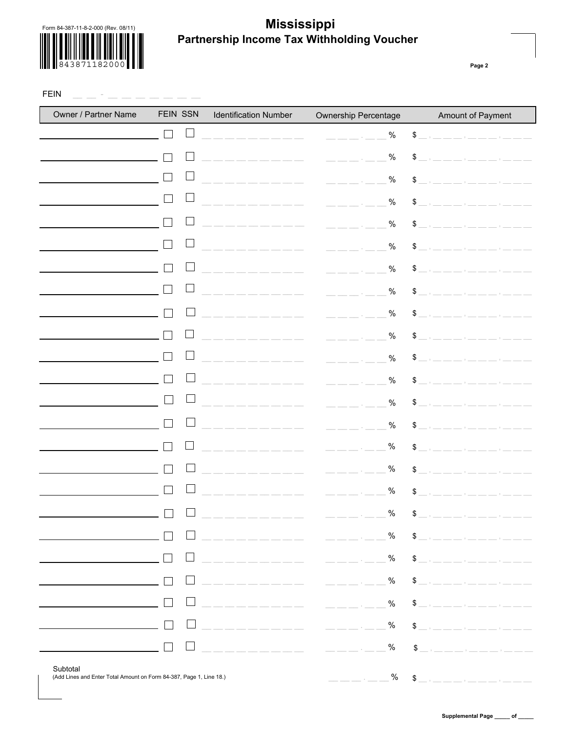Form 84-387-11-8-2-000 (Rev. 08/11)

843871182000

# Mississippi

## Partnership Income Tax Withholding Voucher

Page 2

FEIN __ __ - __ __ __ __ __ __ __

| Owner / Partner Name | FEIN | SSN | Identification Number | Ownership Percentage | Amount of Payment |
|---|---|---|---|---|---|
| | ☐ | ☐ | | . % | $ , , , |
| | ☐ | ☐ | | . % | $ , , , |
| | ☐ | ☐ | | . % | $ , , , |
| | ☐ | ☐ | | . % | $ , , , |
| | ☐ | ☐ | | . % | $ , , , |
| | ☐ | ☐ | | . % | $ , , , |
| | ☐ | ☐ | | . % | $ , , , |
| | ☐ | ☐ | | . % | $ , , , |
| | ☐ | ☐ | | . % | $ , , , |
| | ☐ | ☐ | | . % | $ , , , |
| | ☐ | ☐ | | . % | $ , , , |
| | ☐ | ☐ | | . % | $ , , , |
| | ☐ | ☐ | | . % | $ , , , |
| | ☐ | ☐ | | . % | $ , , , |
| | ☐ | ☐ | | . % | $ , , , |
| | ☐ | ☐ | | . % | $ , , , |
| | ☐ | ☐ | | . % | $ , , , |
| | ☐ | ☐ | | . % | $ , , , |
| | ☐ | ☐ | | . % | $ , , , |
| | ☐ | ☐ | | . % | $ , , , |
| | ☐ | ☐ | | . % | $ , , , |
| | ☐ | ☐ | | . % | $ , , , |
| | ☐ | ☐ | | . % | $ , , , |
| | ☐ | ☐ | | . % | $ , , , |

Subtotal
(Add Lines and Enter Total Amount on Form 84-387, Page 1, Line 18.) . % $ , , ,

Supplemental Page _____ of _____